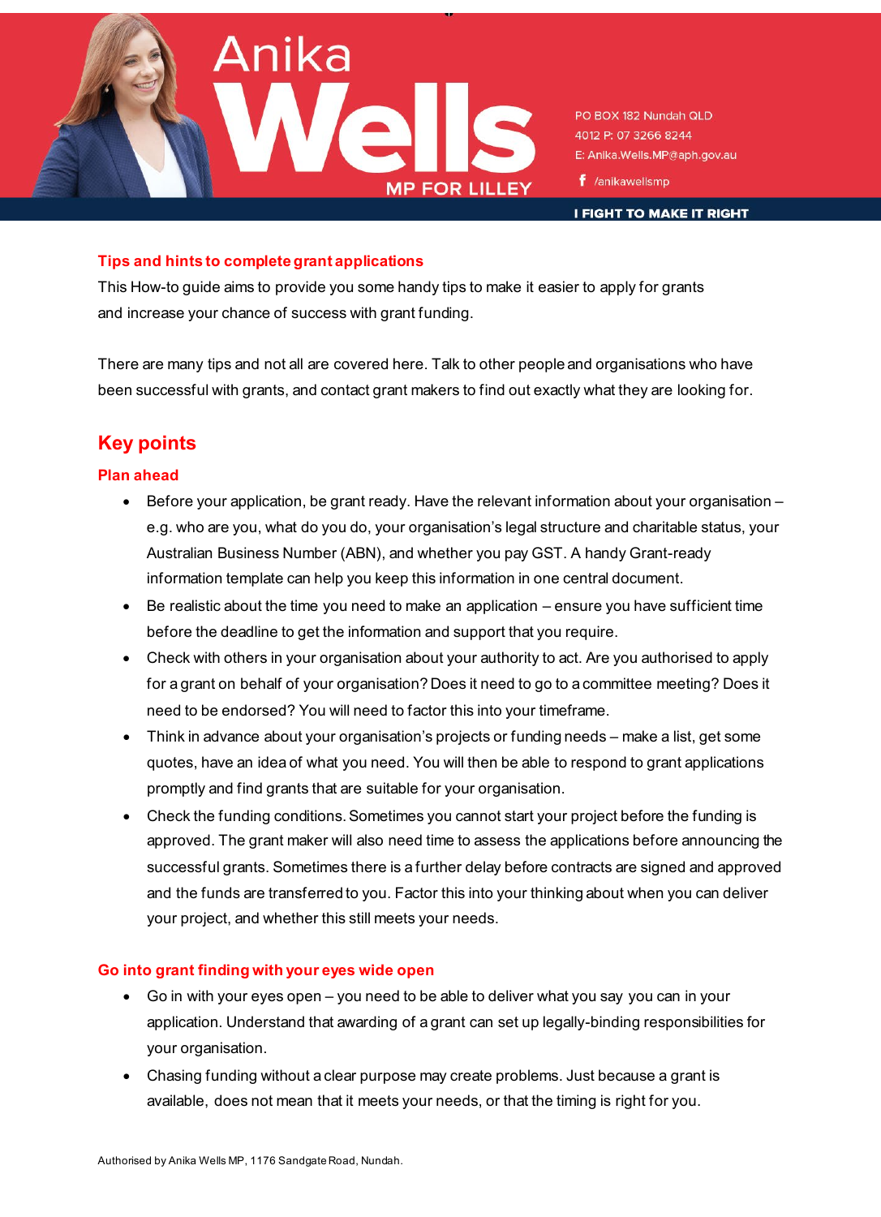Anika Wells

MP FOR LILLEY

PO BOX 182 Nundah QLD 4012 P: 07 3266 8244
E: Anika.Wells.MP@aph.gov.au
/anikawellsmp

I FIGHT TO MAKE IT RIGHT

### Tips and hints to complete grant applications

This How-to guide aims to provide you some handy tips to make it easier to apply for grants and increase your chance of success with grant funding.

There are many tips and not all are covered here. Talk to other people and organisations who have been successful with grants, and contact grant makers to find out exactly what they are looking for.

## Key points

### Plan ahead

- Before your application, be grant ready. Have the relevant information about your organisation – e.g. who are you, what do you do, your organisation's legal structure and charitable status, your Australian Business Number (ABN), and whether you pay GST. A handy Grant-ready information template can help you keep this information in one central document.
- Be realistic about the time you need to make an application – ensure you have sufficient time before the deadline to get the information and support that you require.
- Check with others in your organisation about your authority to act. Are you authorised to apply for a grant on behalf of your organisation? Does it need to go to a committee meeting? Does it need to be endorsed? You will need to factor this into your timeframe.
- Think in advance about your organisation's projects or funding needs – make a list, get some quotes, have an idea of what you need. You will then be able to respond to grant applications promptly and find grants that are suitable for your organisation.
- Check the funding conditions. Sometimes you cannot start your project before the funding is approved. The grant maker will also need time to assess the applications before announcing the successful grants. Sometimes there is a further delay before contracts are signed and approved and the funds are transferred to you. Factor this into your thinking about when you can deliver your project, and whether this still meets your needs.

### Go into grant finding with your eyes wide open

- Go in with your eyes open – you need to be able to deliver what you say you can in your application. Understand that awarding of a grant can set up legally-binding responsibilities for your organisation.
- Chasing funding without a clear purpose may create problems. Just because a grant is available, does not mean that it meets your needs, or that the timing is right for you.

Authorised by Anika Wells MP, 1176 Sandgate Road, Nundah.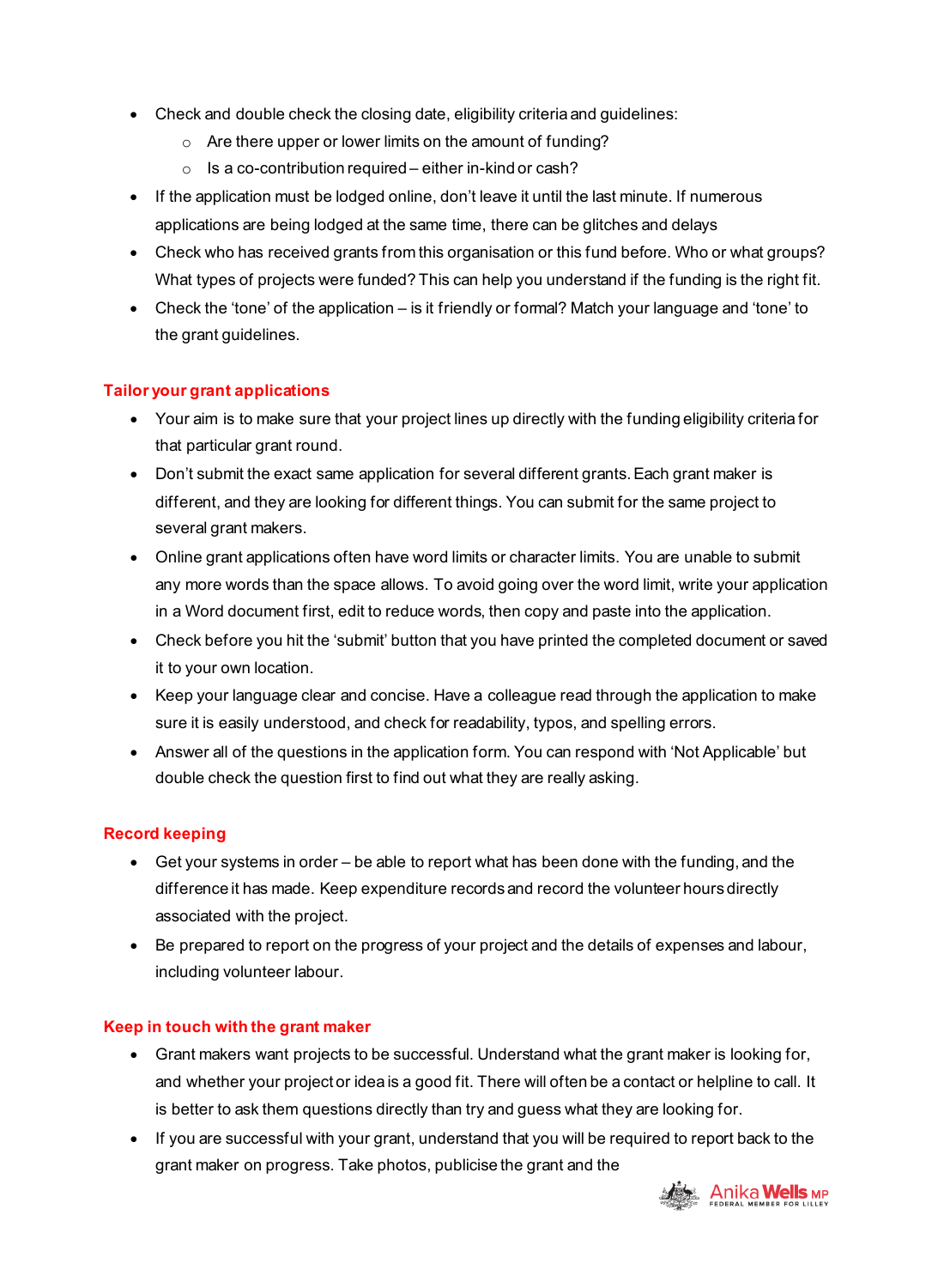- Check and double check the closing date, eligibility criteria and guidelines:
  - Are there upper or lower limits on the amount of funding?
  - Is a co-contribution required – either in-kind or cash?
- If the application must be lodged online, don't leave it until the last minute. If numerous applications are being lodged at the same time, there can be glitches and delays
- Check who has received grants from this organisation or this fund before. Who or what groups? What types of projects were funded? This can help you understand if the funding is the right fit.
- Check the 'tone' of the application – is it friendly or formal? Match your language and 'tone' to the grant guidelines.

## Tailor your grant applications

- Your aim is to make sure that your project lines up directly with the funding eligibility criteria for that particular grant round.
- Don't submit the exact same application for several different grants. Each grant maker is different, and they are looking for different things. You can submit for the same project to several grant makers.
- Online grant applications often have word limits or character limits. You are unable to submit any more words than the space allows. To avoid going over the word limit, write your application in a Word document first, edit to reduce words, then copy and paste into the application.
- Check before you hit the 'submit' button that you have printed the completed document or saved it to your own location.
- Keep your language clear and concise. Have a colleague read through the application to make sure it is easily understood, and check for readability, typos, and spelling errors.
- Answer all of the questions in the application form. You can respond with 'Not Applicable' but double check the question first to find out what they are really asking.

## Record keeping

- Get your systems in order – be able to report what has been done with the funding, and the difference it has made. Keep expenditure records and record the volunteer hours directly associated with the project.
- Be prepared to report on the progress of your project and the details of expenses and labour, including volunteer labour.

## Keep in touch with the grant maker

- Grant makers want projects to be successful. Understand what the grant maker is looking for, and whether your project or idea is a good fit. There will often be a contact or helpline to call. It is better to ask them questions directly than try and guess what they are looking for.
- If you are successful with your grant, understand that you will be required to report back to the grant maker on progress. Take photos, publicise the grant and the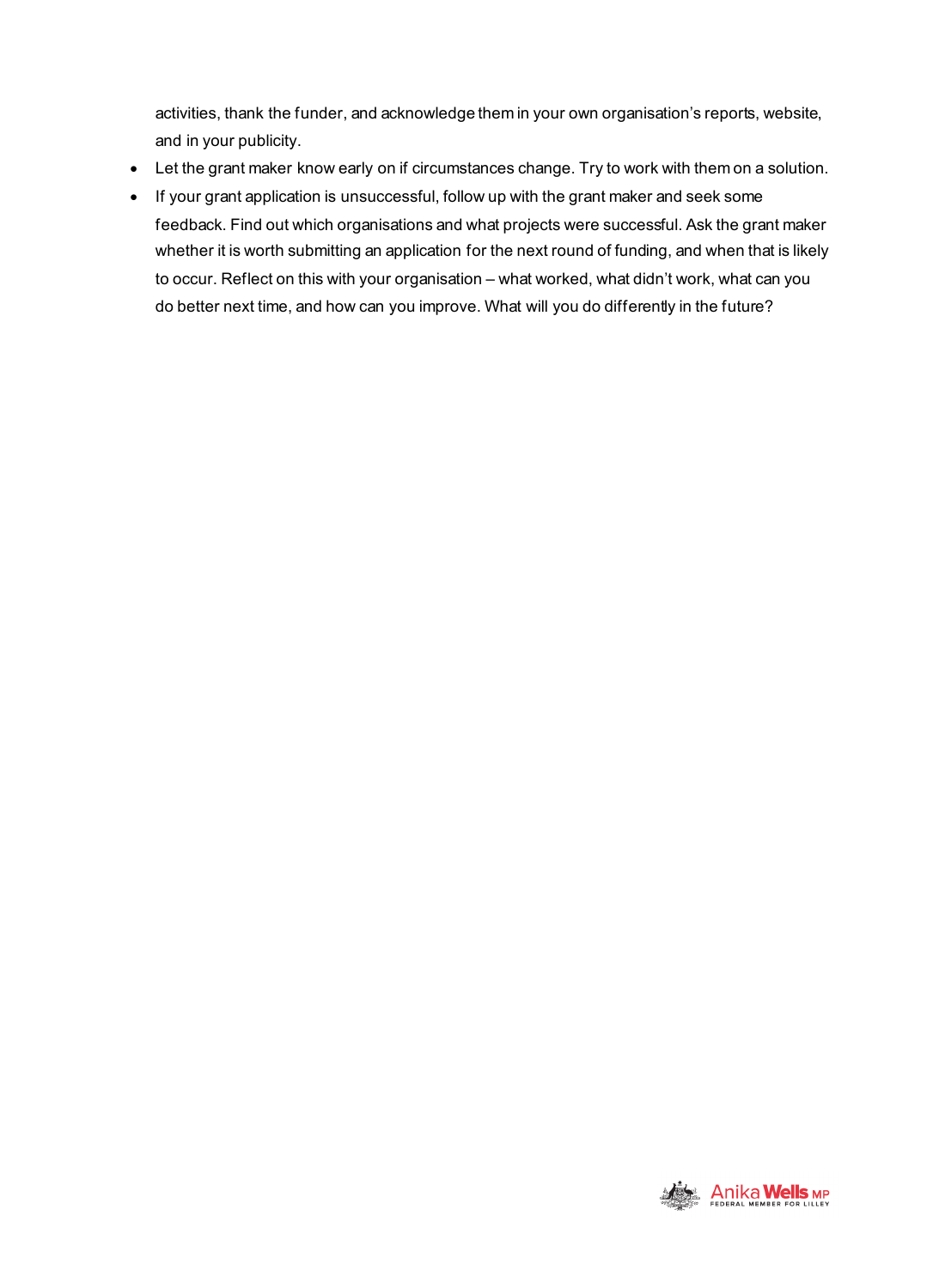activities, thank the funder, and acknowledge them in your own organisation's reports, website, and in your publicity.

- Let the grant maker know early on if circumstances change. Try to work with them on a solution.
- If your grant application is unsuccessful, follow up with the grant maker and seek some feedback. Find out which organisations and what projects were successful. Ask the grant maker whether it is worth submitting an application for the next round of funding, and when that is likely to occur. Reflect on this with your organisation – what worked, what didn't work, what can you do better next time, and how can you improve. What will you do differently in the future?